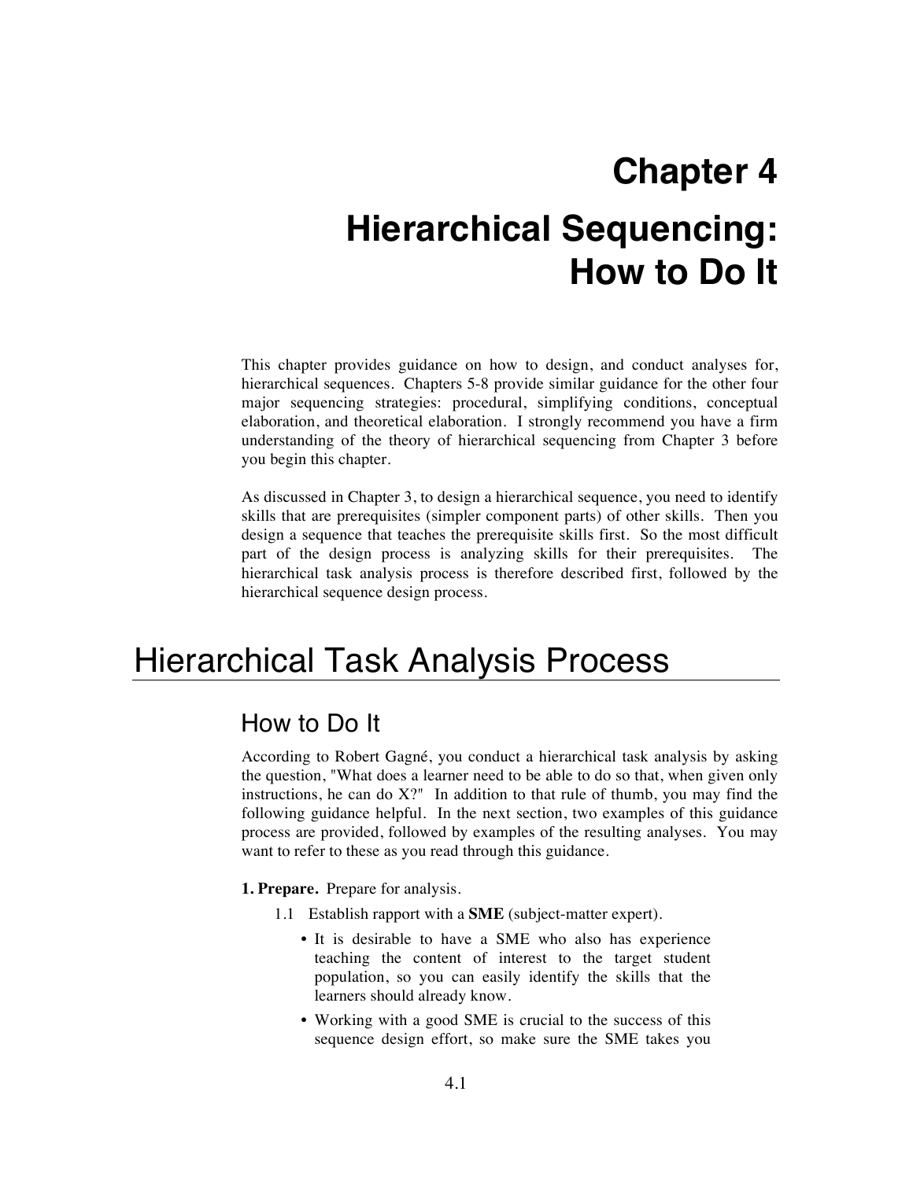# Chapter 4

# Hierarchical Sequencing: How to Do It

This chapter provides guidance on how to design, and conduct analyses for, hierarchical sequences. Chapters 5-8 provide similar guidance for the other four major sequencing strategies: procedural, simplifying conditions, conceptual elaboration, and theoretical elaboration. I strongly recommend you have a firm understanding of the theory of hierarchical sequencing from Chapter 3 before you begin this chapter.

As discussed in Chapter 3, to design a hierarchical sequence, you need to identify skills that are prerequisites (simpler component parts) of other skills. Then you design a sequence that teaches the prerequisite skills first. So the most difficult part of the design process is analyzing skills for their prerequisites. The hierarchical task analysis process is therefore described first, followed by the hierarchical sequence design process.

## Hierarchical Task Analysis Process

### How to Do It

According to Robert Gagné, you conduct a hierarchical task analysis by asking the question, "What does a learner need to be able to do so that, when given only instructions, he can do X?" In addition to that rule of thumb, you may find the following guidance helpful. In the next section, two examples of this guidance process are provided, followed by examples of the resulting analyses. You may want to refer to these as you read through this guidance.

**1. Prepare.** Prepare for analysis.

1.1 Establish rapport with a **SME** (subject-matter expert).

- It is desirable to have a SME who also has experience teaching the content of interest to the target student population, so you can easily identify the skills that the learners should already know.
- Working with a good SME is crucial to the success of this sequence design effort, so make sure the SME takes you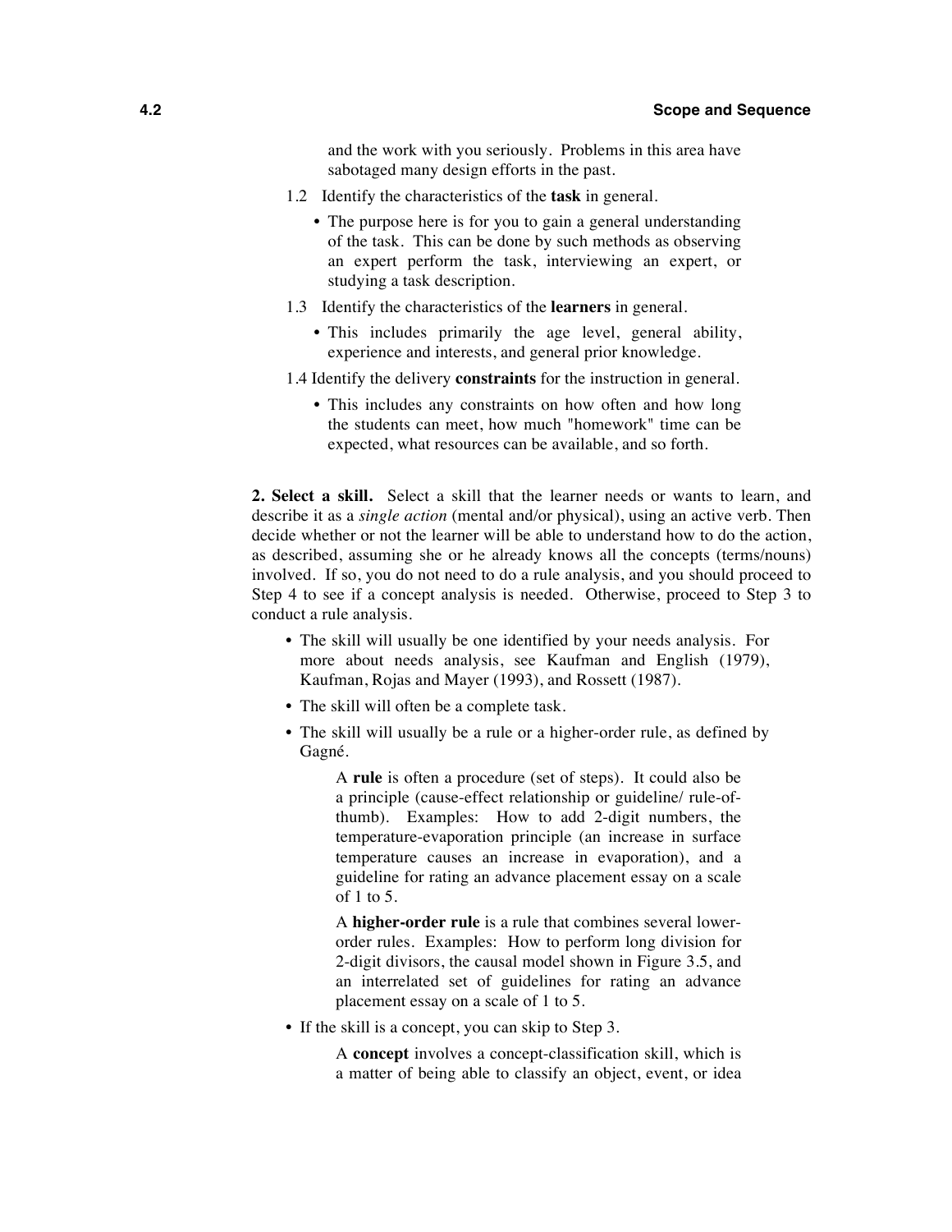and the work with you seriously. Problems in this area have sabotaged many design efforts in the past.

1.2 Identify the characteristics of the **task** in general.

- The purpose here is for you to gain a general understanding of the task. This can be done by such methods as observing an expert perform the task, interviewing an expert, or studying a task description.

1.3 Identify the characteristics of the **learners** in general.

- This includes primarily the age level, general ability, experience and interests, and general prior knowledge.

1.4 Identify the delivery **constraints** for the instruction in general.

- This includes any constraints on how often and how long the students can meet, how much "homework" time can be expected, what resources can be available, and so forth.

**2. Select a skill.** Select a skill that the learner needs or wants to learn, and describe it as a *single action* (mental and/or physical), using an active verb. Then decide whether or not the learner will be able to understand how to do the action, as described, assuming she or he already knows all the concepts (terms/nouns) involved. If so, you do not need to do a rule analysis, and you should proceed to Step 4 to see if a concept analysis is needed. Otherwise, proceed to Step 3 to conduct a rule analysis.

- The skill will usually be one identified by your needs analysis. For more about needs analysis, see Kaufman and English (1979), Kaufman, Rojas and Mayer (1993), and Rossett (1987).
- The skill will often be a complete task.
- The skill will usually be a rule or a higher-order rule, as defined by Gagné.

  A **rule** is often a procedure (set of steps). It could also be a principle (cause-effect relationship or guideline/ rule-of-thumb). Examples: How to add 2-digit numbers, the temperature-evaporation principle (an increase in surface temperature causes an increase in evaporation), and a guideline for rating an advance placement essay on a scale of 1 to 5.

  A **higher-order rule** is a rule that combines several lower-order rules. Examples: How to perform long division for 2-digit divisors, the causal model shown in Figure 3.5, and an interrelated set of guidelines for rating an advance placement essay on a scale of 1 to 5.

- If the skill is a concept, you can skip to Step 3.

  A **concept** involves a concept-classification skill, which is a matter of being able to classify an object, event, or idea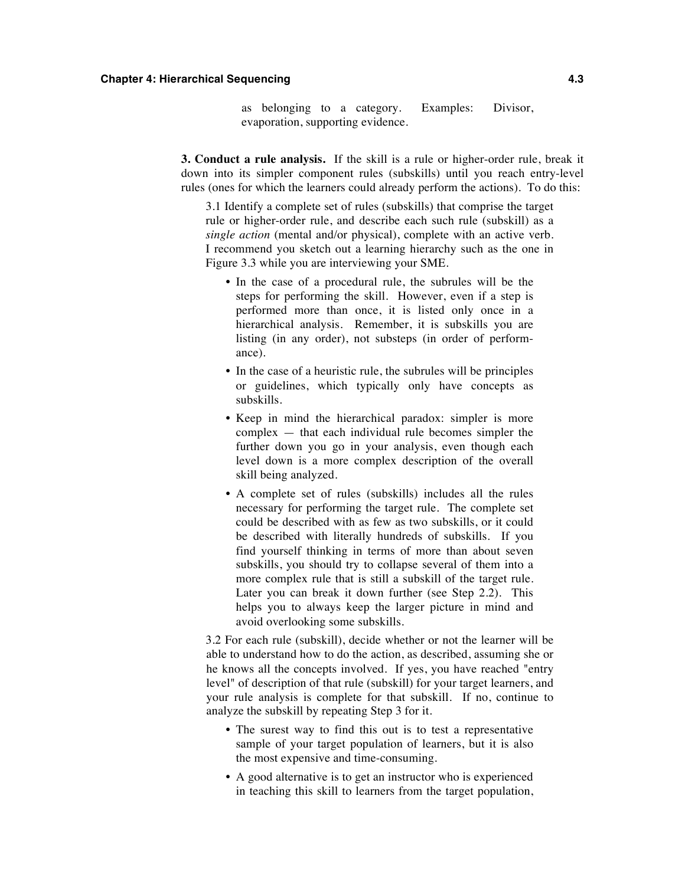as belonging to a category. Examples: Divisor, evaporation, supporting evidence.

**3. Conduct a rule analysis.** If the skill is a rule or higher-order rule, break it down into its simpler component rules (subskills) until you reach entry-level rules (ones for which the learners could already perform the actions). To do this:

3.1 Identify a complete set of rules (subskills) that comprise the target rule or higher-order rule, and describe each such rule (subskill) as a *single action* (mental and/or physical), complete with an active verb. I recommend you sketch out a learning hierarchy such as the one in Figure 3.3 while you are interviewing your SME.

- In the case of a procedural rule, the subrules will be the steps for performing the skill. However, even if a step is performed more than once, it is listed only once in a hierarchical analysis. Remember, it is subskills you are listing (in any order), not substeps (in order of performance).
- In the case of a heuristic rule, the subrules will be principles or guidelines, which typically only have concepts as subskills.
- Keep in mind the hierarchical paradox: simpler is more complex — that each individual rule becomes simpler the further down you go in your analysis, even though each level down is a more complex description of the overall skill being analyzed.
- A complete set of rules (subskills) includes all the rules necessary for performing the target rule. The complete set could be described with as few as two subskills, or it could be described with literally hundreds of subskills. If you find yourself thinking in terms of more than about seven subskills, you should try to collapse several of them into a more complex rule that is still a subskill of the target rule. Later you can break it down further (see Step 2.2). This helps you to always keep the larger picture in mind and avoid overlooking some subskills.

3.2 For each rule (subskill), decide whether or not the learner will be able to understand how to do the action, as described, assuming she or he knows all the concepts involved. If yes, you have reached "entry level" of description of that rule (subskill) for your target learners, and your rule analysis is complete for that subskill. If no, continue to analyze the subskill by repeating Step 3 for it.

- The surest way to find this out is to test a representative sample of your target population of learners, but it is also the most expensive and time-consuming.
- A good alternative is to get an instructor who is experienced in teaching this skill to learners from the target population,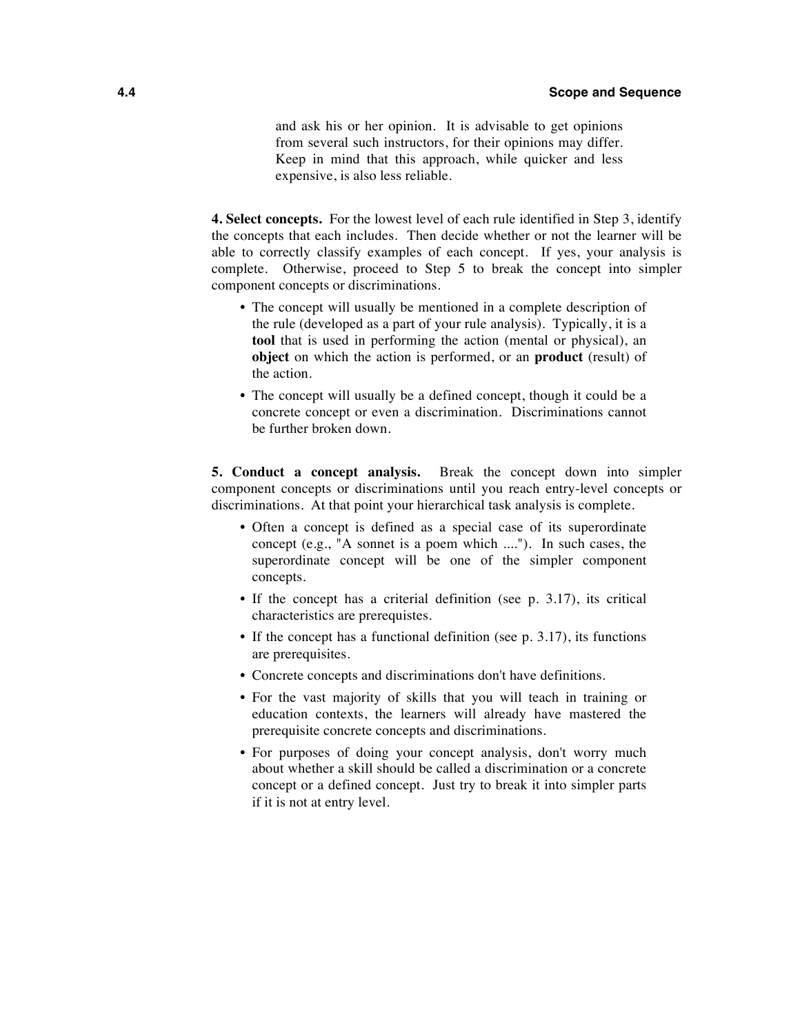and ask his or her opinion. It is advisable to get opinions from several such instructors, for their opinions may differ. Keep in mind that this approach, while quicker and less expensive, is also less reliable.

**4. Select concepts.** For the lowest level of each rule identified in Step 3, identify the concepts that each includes. Then decide whether or not the learner will be able to correctly classify examples of each concept. If yes, your analysis is complete. Otherwise, proceed to Step 5 to break the concept into simpler component concepts or discriminations.

- The concept will usually be mentioned in a complete description of the rule (developed as a part of your rule analysis). Typically, it is a **tool** that is used in performing the action (mental or physical), an **object** on which the action is performed, or an **product** (result) of the action.
- The concept will usually be a defined concept, though it could be a concrete concept or even a discrimination. Discriminations cannot be further broken down.

**5. Conduct a concept analysis.** Break the concept down into simpler component concepts or discriminations until you reach entry-level concepts or discriminations. At that point your hierarchical task analysis is complete.

- Often a concept is defined as a special case of its superordinate concept (e.g., "A sonnet is a poem which ...."). In such cases, the superordinate concept will be one of the simpler component concepts.
- If the concept has a criterial definition (see p. 3.17), its critical characteristics are prerequistes.
- If the concept has a functional definition (see p. 3.17), its functions are prerequisites.
- Concrete concepts and discriminations don't have definitions.
- For the vast majority of skills that you will teach in training or education contexts, the learners will already have mastered the prerequisite concrete concepts and discriminations.
- For purposes of doing your concept analysis, don't worry much about whether a skill should be called a discrimination or a concrete concept or a defined concept. Just try to break it into simpler parts if it is not at entry level.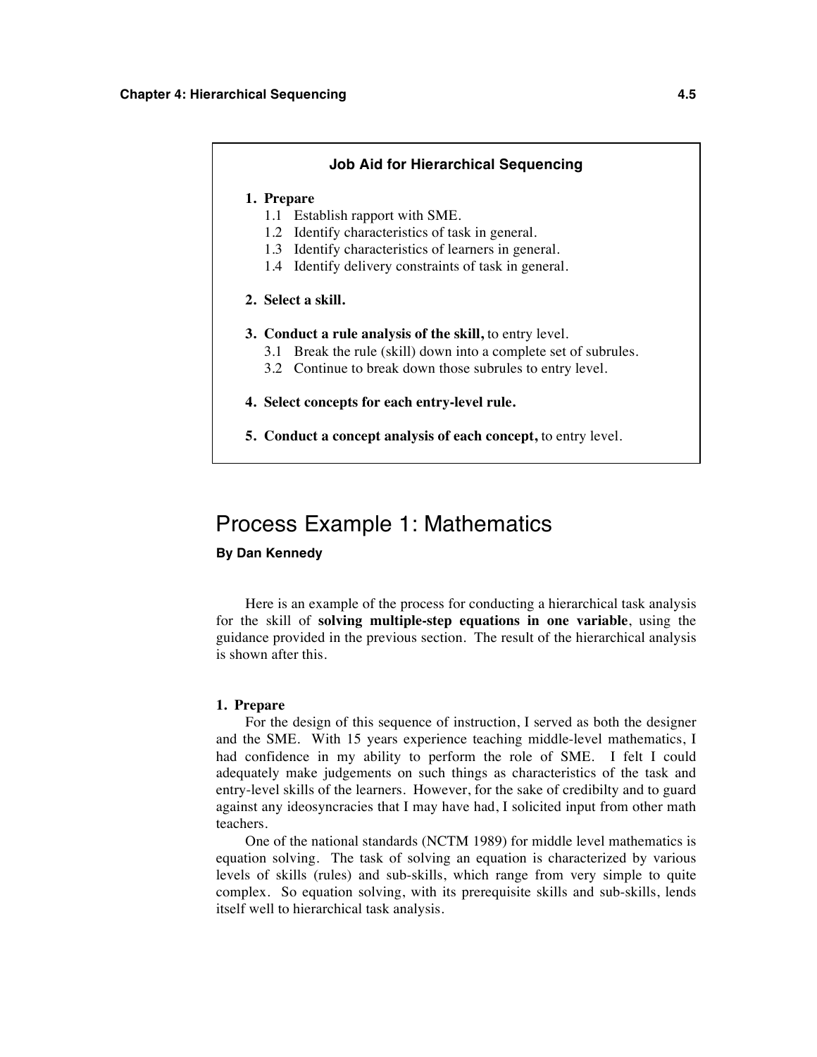**Job Aid for Hierarchical Sequencing**

1. **Prepare**
   1.1 Establish rapport with SME.
   1.2 Identify characteristics of task in general.
   1.3 Identify characteristics of learners in general.
   1.4 Identify delivery constraints of task in general.

2. **Select a skill.**

3. **Conduct a rule analysis of the skill,** to entry level.
   3.1 Break the rule (skill) down into a complete set of subrules.
   3.2 Continue to break down those subrules to entry level.

4. **Select concepts for each entry-level rule.**

5. **Conduct a concept analysis of each concept,** to entry level.

# Process Example 1: Mathematics

**By Dan Kennedy**

Here is an example of the process for conducting a hierarchical task analysis for the skill of **solving multiple-step equations in one variable**, using the guidance provided in the previous section. The result of the hierarchical analysis is shown after this.

**1. Prepare**

For the design of this sequence of instruction, I served as both the designer and the SME. With 15 years experience teaching middle-level mathematics, I had confidence in my ability to perform the role of SME. I felt I could adequately make judgements on such things as characteristics of the task and entry-level skills of the learners. However, for the sake of credibilty and to guard against any ideosyncracies that I may have had, I solicited input from other math teachers.

One of the national standards (NCTM 1989) for middle level mathematics is equation solving. The task of solving an equation is characterized by various levels of skills (rules) and sub-skills, which range from very simple to quite complex. So equation solving, with its prerequisite skills and sub-skills, lends itself well to hierarchical task analysis.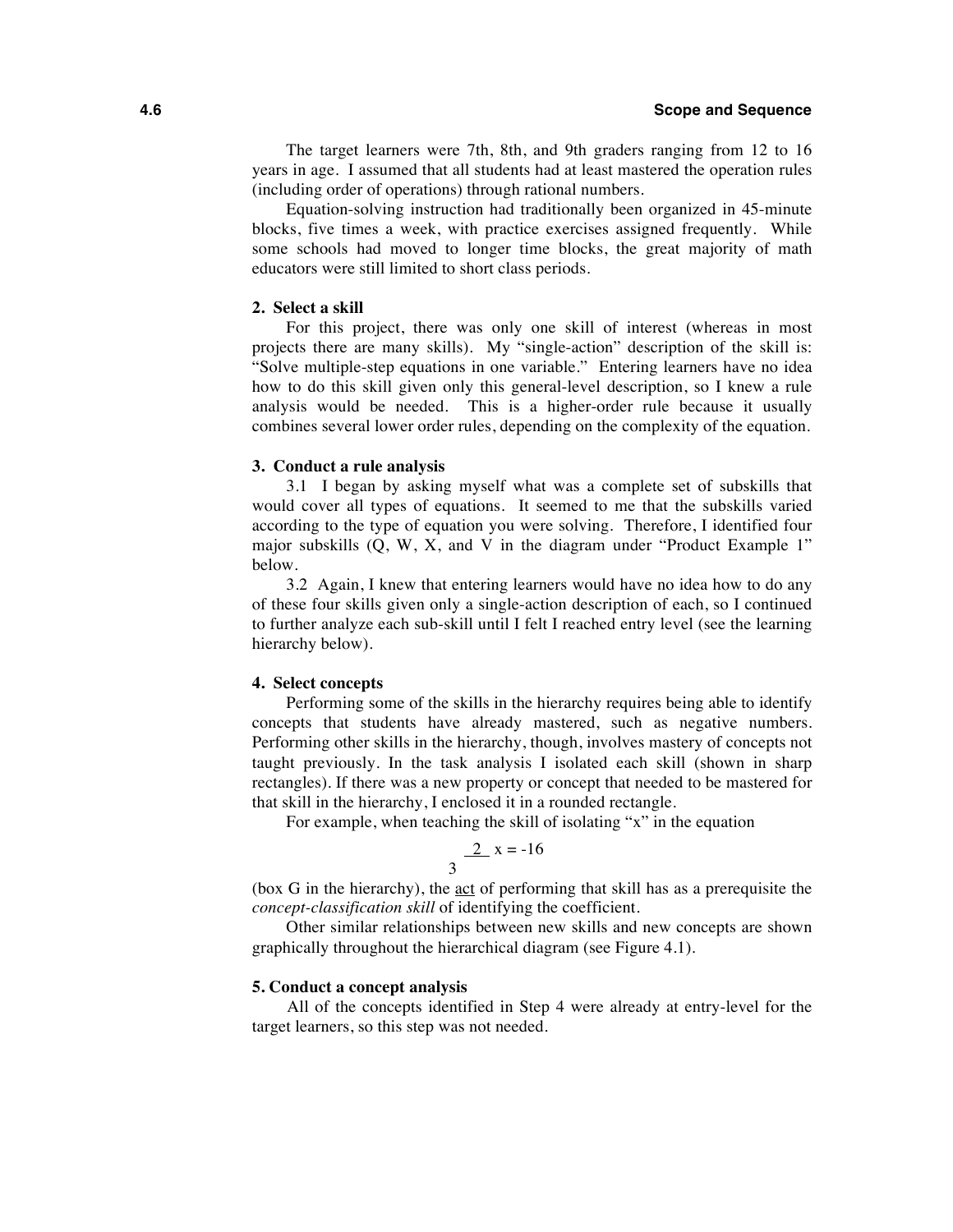The target learners were 7th, 8th, and 9th graders ranging from 12 to 16 years in age. I assumed that all students had at least mastered the operation rules (including order of operations) through rational numbers.

Equation-solving instruction had traditionally been organized in 45-minute blocks, five times a week, with practice exercises assigned frequently. While some schools had moved to longer time blocks, the great majority of math educators were still limited to short class periods.

#### 2. Select a skill

For this project, there was only one skill of interest (whereas in most projects there are many skills). My "single-action" description of the skill is: "Solve multiple-step equations in one variable." Entering learners have no idea how to do this skill given only this general-level description, so I knew a rule analysis would be needed. This is a higher-order rule because it usually combines several lower order rules, depending on the complexity of the equation.

#### 3. Conduct a rule analysis

3.1 I began by asking myself what was a complete set of subskills that would cover all types of equations. It seemed to me that the subskills varied according to the type of equation you were solving. Therefore, I identified four major subskills (Q, W, X, and V in the diagram under "Product Example 1" below.

3.2 Again, I knew that entering learners would have no idea how to do any of these four skills given only a single-action description of each, so I continued to further analyze each sub-skill until I felt I reached entry level (see the learning hierarchy below).

#### 4. Select concepts

Performing some of the skills in the hierarchy requires being able to identify concepts that students have already mastered, such as negative numbers. Performing other skills in the hierarchy, though, involves mastery of concepts not taught previously. In the task analysis I isolated each skill (shown in sharp rectangles). If there was a new property or concept that needed to be mastered for that skill in the hierarchy, I enclosed it in a rounded rectangle.

For example, when teaching the skill of isolating "x" in the equation

$$\frac{2}{3}x = -16$$

(box G in the hierarchy), the act of performing that skill has as a prerequisite the *concept-classification skill* of identifying the coefficient.

Other similar relationships between new skills and new concepts are shown graphically throughout the hierarchical diagram (see Figure 4.1).

#### 5. Conduct a concept analysis

All of the concepts identified in Step 4 were already at entry-level for the target learners, so this step was not needed.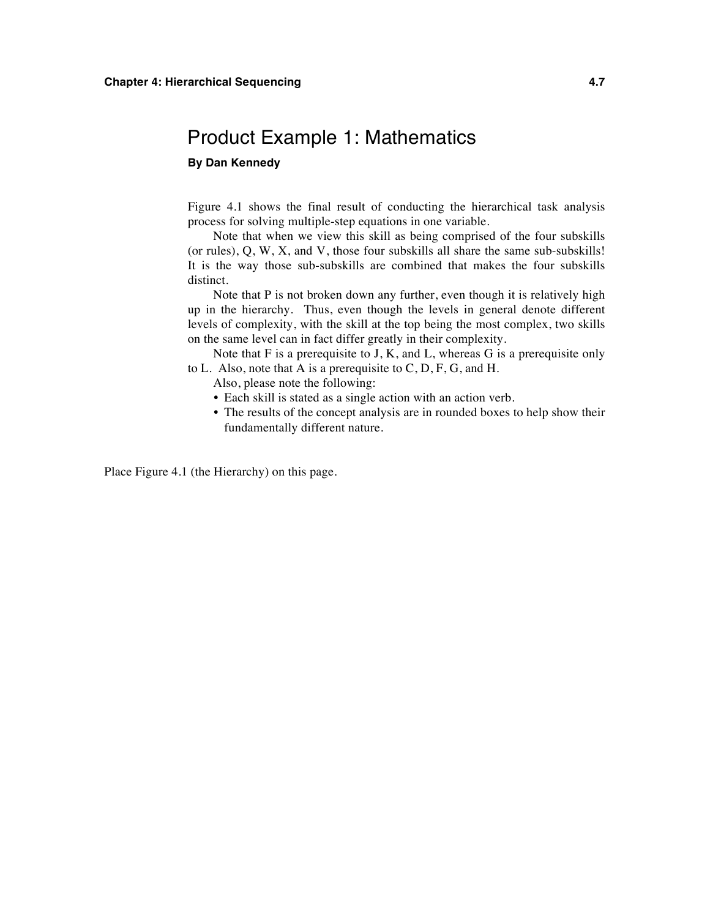# Product Example 1: Mathematics

**By Dan Kennedy**

Figure 4.1 shows the final result of conducting the hierarchical task analysis process for solving multiple-step equations in one variable.

Note that when we view this skill as being comprised of the four subskills (or rules), Q, W, X, and V, those four subskills all share the same sub-subskills! It is the way those sub-subskills are combined that makes the four subskills distinct.

Note that P is not broken down any further, even though it is relatively high up in the hierarchy. Thus, even though the levels in general denote different levels of complexity, with the skill at the top being the most complex, two skills on the same level can in fact differ greatly in their complexity.

Note that F is a prerequisite to J, K, and L, whereas G is a prerequisite only to L. Also, note that A is a prerequisite to C, D, F, G, and H.

Also, please note the following:

- Each skill is stated as a single action with an action verb.
- The results of the concept analysis are in rounded boxes to help show their fundamentally different nature.

Place Figure 4.1 (the Hierarchy) on this page.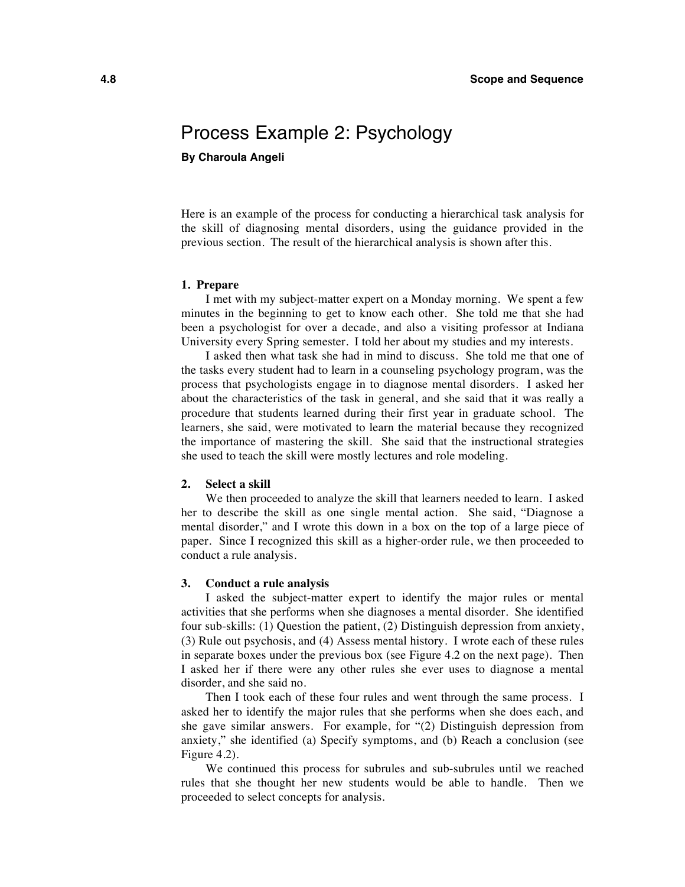# Process Example 2: Psychology

**By Charoula Angeli**

Here is an example of the process for conducting a hierarchical task analysis for the skill of diagnosing mental disorders, using the guidance provided in the previous section. The result of the hierarchical analysis is shown after this.

**1. Prepare**

I met with my subject-matter expert on a Monday morning. We spent a few minutes in the beginning to get to know each other. She told me that she had been a psychologist for over a decade, and also a visiting professor at Indiana University every Spring semester. I told her about my studies and my interests.

I asked then what task she had in mind to discuss. She told me that one of the tasks every student had to learn in a counseling psychology program, was the process that psychologists engage in to diagnose mental disorders. I asked her about the characteristics of the task in general, and she said that it was really a procedure that students learned during their first year in graduate school. The learners, she said, were motivated to learn the material because they recognized the importance of mastering the skill. She said that the instructional strategies she used to teach the skill were mostly lectures and role modeling.

**2. Select a skill**

We then proceeded to analyze the skill that learners needed to learn. I asked her to describe the skill as one single mental action. She said, "Diagnose a mental disorder," and I wrote this down in a box on the top of a large piece of paper. Since I recognized this skill as a higher-order rule, we then proceeded to conduct a rule analysis.

**3. Conduct a rule analysis**

I asked the subject-matter expert to identify the major rules or mental activities that she performs when she diagnoses a mental disorder. She identified four sub-skills: (1) Question the patient, (2) Distinguish depression from anxiety, (3) Rule out psychosis, and (4) Assess mental history. I wrote each of these rules in separate boxes under the previous box (see Figure 4.2 on the next page). Then I asked her if there were any other rules she ever uses to diagnose a mental disorder, and she said no.

Then I took each of these four rules and went through the same process. I asked her to identify the major rules that she performs when she does each, and she gave similar answers. For example, for "(2) Distinguish depression from anxiety," she identified (a) Specify symptoms, and (b) Reach a conclusion (see Figure 4.2).

We continued this process for subrules and sub-subrules until we reached rules that she thought her new students would be able to handle. Then we proceeded to select concepts for analysis.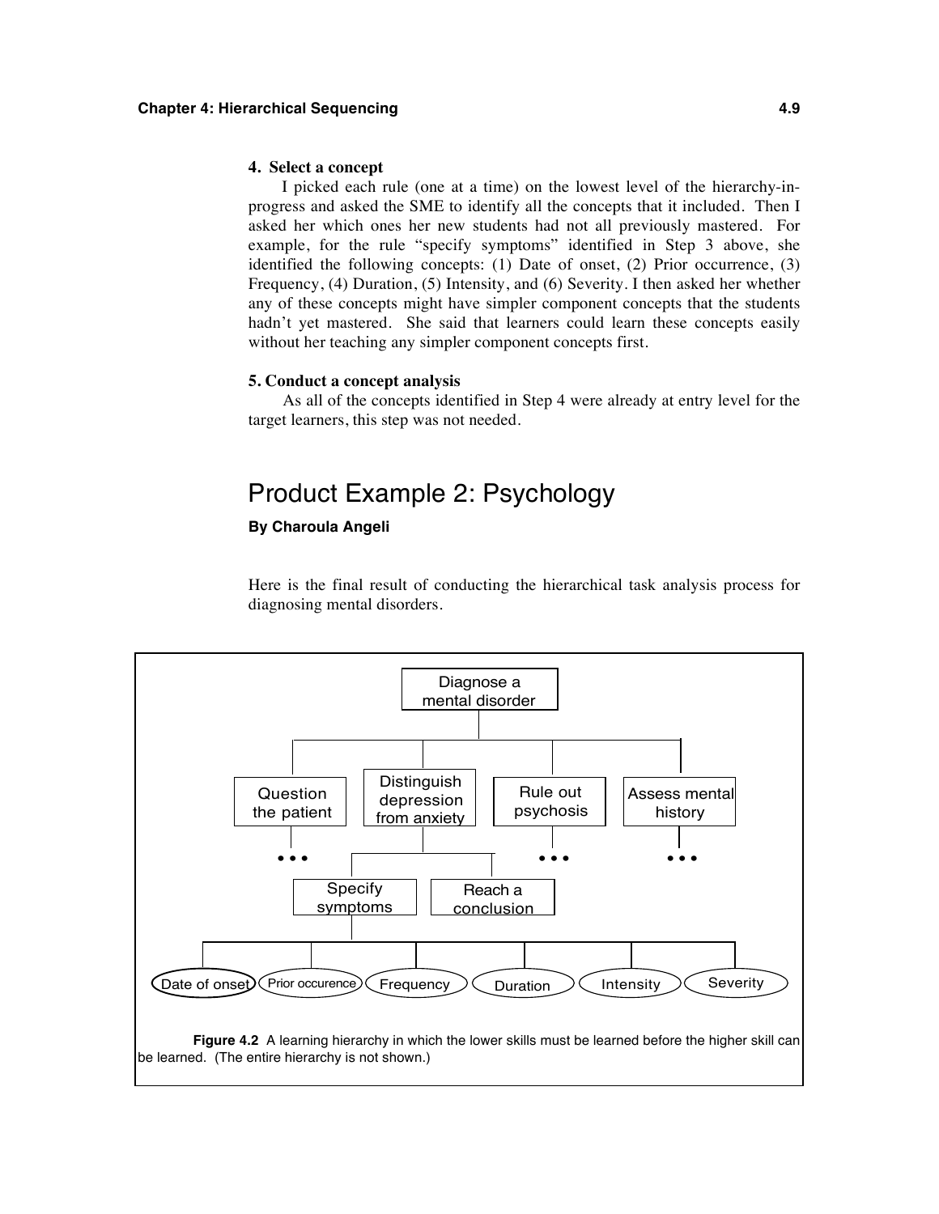**4. Select a concept**

I picked each rule (one at a time) on the lowest level of the hierarchy-in-progress and asked the SME to identify all the concepts that it included. Then I asked her which ones her new students had not all previously mastered. For example, for the rule "specify symptoms" identified in Step 3 above, she identified the following concepts: (1) Date of onset, (2) Prior occurrence, (3) Frequency, (4) Duration, (5) Intensity, and (6) Severity. I then asked her whether any of these concepts might have simpler component concepts that the students hadn't yet mastered. She said that learners could learn these concepts easily without her teaching any simpler component concepts first.

**5. Conduct a concept analysis**

As all of the concepts identified in Step 4 were already at entry level for the target learners, this step was not needed.

# Product Example 2: Psychology

**By Charoula Angeli**

Here is the final result of conducting the hierarchical task analysis process for diagnosing mental disorders.

Diagnose a mental disorder

Question the patient | Distinguish depression from anxiety | Rule out psychosis | Assess mental history

Specify symptoms | Reach a conclusion

Date of onset | Prior occurence | Frequency | Duration | Intensity | Severity

**Figure 4.2** A learning hierarchy in which the lower skills must be learned before the higher skill can be learned. (The entire hierarchy is not shown.)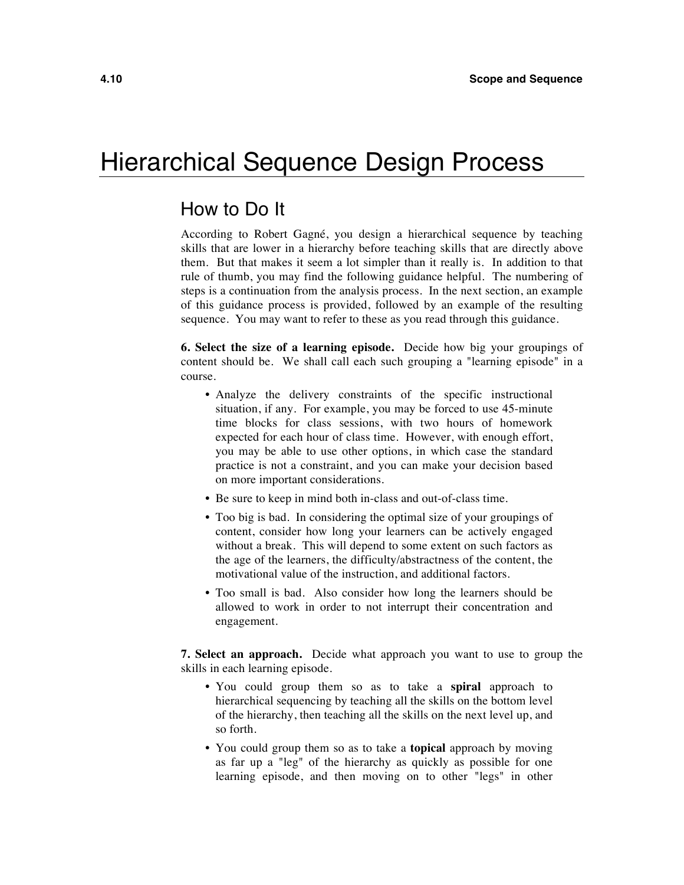# Hierarchical Sequence Design Process

## How to Do It

According to Robert Gagné, you design a hierarchical sequence by teaching skills that are lower in a hierarchy before teaching skills that are directly above them. But that makes it seem a lot simpler than it really is. In addition to that rule of thumb, you may find the following guidance helpful. The numbering of steps is a continuation from the analysis process. In the next section, an example of this guidance process is provided, followed by an example of the resulting sequence. You may want to refer to these as you read through this guidance.

**6. Select the size of a learning episode.** Decide how big your groupings of content should be. We shall call each such grouping a "learning episode" in a course.

- Analyze the delivery constraints of the specific instructional situation, if any. For example, you may be forced to use 45-minute time blocks for class sessions, with two hours of homework expected for each hour of class time. However, with enough effort, you may be able to use other options, in which case the standard practice is not a constraint, and you can make your decision based on more important considerations.
- Be sure to keep in mind both in-class and out-of-class time.
- Too big is bad. In considering the optimal size of your groupings of content, consider how long your learners can be actively engaged without a break. This will depend to some extent on such factors as the age of the learners, the difficulty/abstractness of the content, the motivational value of the instruction, and additional factors.
- Too small is bad. Also consider how long the learners should be allowed to work in order to not interrupt their concentration and engagement.

**7. Select an approach.** Decide what approach you want to use to group the skills in each learning episode.

- You could group them so as to take a **spiral** approach to hierarchical sequencing by teaching all the skills on the bottom level of the hierarchy, then teaching all the skills on the next level up, and so forth.
- You could group them so as to take a **topical** approach by moving as far up a "leg" of the hierarchy as quickly as possible for one learning episode, and then moving on to other "legs" in other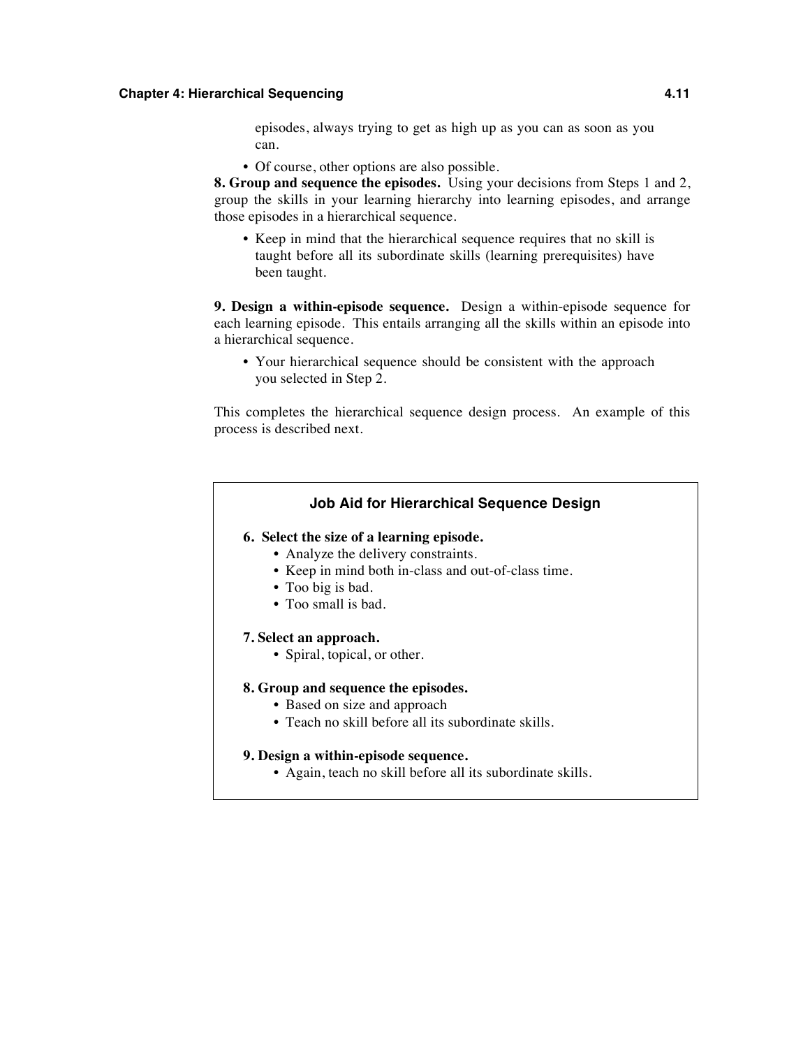episodes, always trying to get as high up as you can as soon as you can.

- Of course, other options are also possible.

**8. Group and sequence the episodes.** Using your decisions from Steps 1 and 2, group the skills in your learning hierarchy into learning episodes, and arrange those episodes in a hierarchical sequence.

- Keep in mind that the hierarchical sequence requires that no skill is taught before all its subordinate skills (learning prerequisites) have been taught.

**9. Design a within-episode sequence.** Design a within-episode sequence for each learning episode. This entails arranging all the skills within an episode into a hierarchical sequence.

- Your hierarchical sequence should be consistent with the approach you selected in Step 2.

This completes the hierarchical sequence design process. An example of this process is described next.

### Job Aid for Hierarchical Sequence Design

**6. Select the size of a learning episode.**
- Analyze the delivery constraints.
- Keep in mind both in-class and out-of-class time.
- Too big is bad.
- Too small is bad.

**7. Select an approach.**
- Spiral, topical, or other.

**8. Group and sequence the episodes.**
- Based on size and approach
- Teach no skill before all its subordinate skills.

**9. Design a within-episode sequence.**
- Again, teach no skill before all its subordinate skills.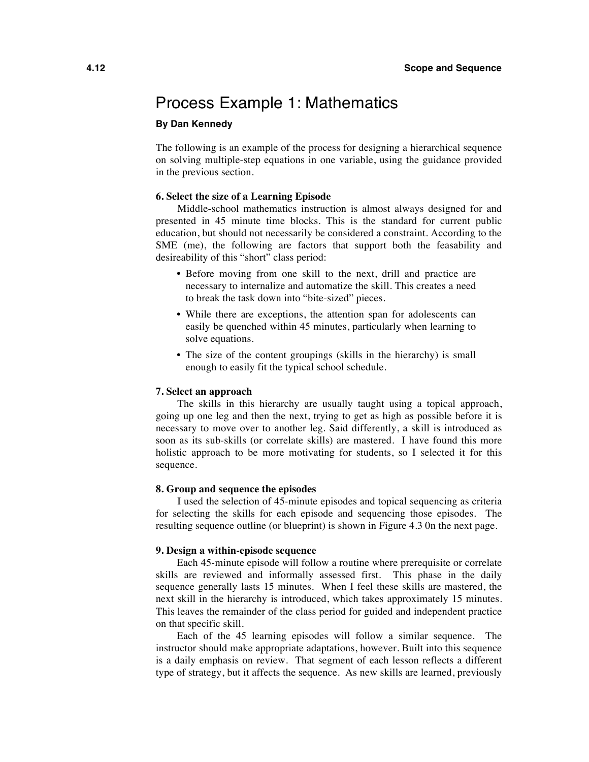# Process Example 1: Mathematics

**By Dan Kennedy**

The following is an example of the process for designing a hierarchical sequence on solving multiple-step equations in one variable, using the guidance provided in the previous section.

**6. Select the size of a Learning Episode**

Middle-school mathematics instruction is almost always designed for and presented in 45 minute time blocks. This is the standard for current public education, but should not necessarily be considered a constraint. According to the SME (me), the following are factors that support both the feasability and desireability of this "short" class period:

- Before moving from one skill to the next, drill and practice are necessary to internalize and automatize the skill. This creates a need to break the task down into "bite-sized" pieces.
- While there are exceptions, the attention span for adolescents can easily be quenched within 45 minutes, particularly when learning to solve equations.
- The size of the content groupings (skills in the hierarchy) is small enough to easily fit the typical school schedule.

**7. Select an approach**

The skills in this hierarchy are usually taught using a topical approach, going up one leg and then the next, trying to get as high as possible before it is necessary to move over to another leg. Said differently, a skill is introduced as soon as its sub-skills (or correlate skills) are mastered. I have found this more holistic approach to be more motivating for students, so I selected it for this sequence.

**8. Group and sequence the episodes**

I used the selection of 45-minute episodes and topical sequencing as criteria for selecting the skills for each episode and sequencing those episodes. The resulting sequence outline (or blueprint) is shown in Figure 4.3 0n the next page.

**9. Design a within-episode sequence**

Each 45-minute episode will follow a routine where prerequisite or correlate skills are reviewed and informally assessed first. This phase in the daily sequence generally lasts 15 minutes. When I feel these skills are mastered, the next skill in the hierarchy is introduced, which takes approximately 15 minutes. This leaves the remainder of the class period for guided and independent practice on that specific skill.

Each of the 45 learning episodes will follow a similar sequence. The instructor should make appropriate adaptations, however. Built into this sequence is a daily emphasis on review. That segment of each lesson reflects a different type of strategy, but it affects the sequence. As new skills are learned, previously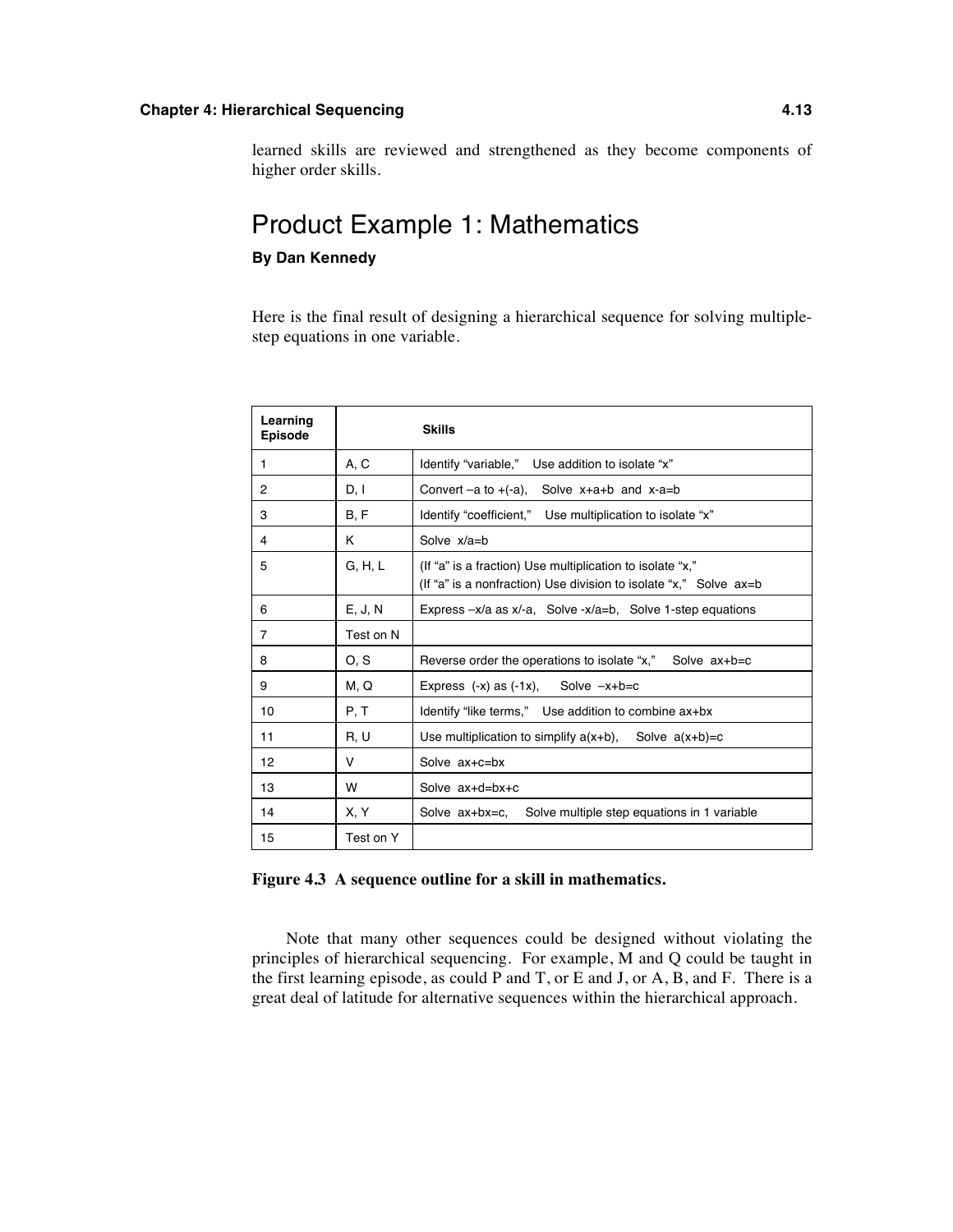learned skills are reviewed and strengthened as they become components of higher order skills.

# Product Example 1: Mathematics

**By Dan Kennedy**

Here is the final result of designing a hierarchical sequence for solving multiple-step equations in one variable.

| Learning Episode | Skills | |
|---|---|---|
| 1 | A, C | Identify "variable," Use addition to isolate "x" |
| 2 | D, I | Convert $-a$ to $+(-a)$, Solve $x+a+b$ and $x-a=b$ |
| 3 | B, F | Identify "coefficient," Use multiplication to isolate "x" |
| 4 | K | Solve $x/a=b$ |
| 5 | G, H, L | (If "a" is a fraction) Use multiplication to isolate "x," (If "a" is a nonfraction) Use division to isolate "x," Solve $ax=b$ |
| 6 | E, J, N | Express $-x/a$ as $x/-a$, Solve $-x/a=b$, Solve 1-step equations |
| 7 | Test on N | |
| 8 | O, S | Reverse order the operations to isolate "x," Solve $ax+b=c$ |
| 9 | M, Q | Express $(-x)$ as $(-1x)$, Solve $-x+b=c$ |
| 10 | P, T | Identify "like terms," Use addition to combine $ax+bx$ |
| 11 | R, U | Use multiplication to simplify $a(x+b)$, Solve $a(x+b)=c$ |
| 12 | V | Solve $ax+c=bx$ |
| 13 | W | Solve $ax+d=bx+c$ |
| 14 | X, Y | Solve $ax+bx=c$, Solve multiple step equations in 1 variable |
| 15 | Test on Y | |

**Figure 4.3 A sequence outline for a skill in mathematics.**

Note that many other sequences could be designed without violating the principles of hierarchical sequencing. For example, M and Q could be taught in the first learning episode, as could P and T, or E and J, or A, B, and F. There is a great deal of latitude for alternative sequences within the hierarchical approach.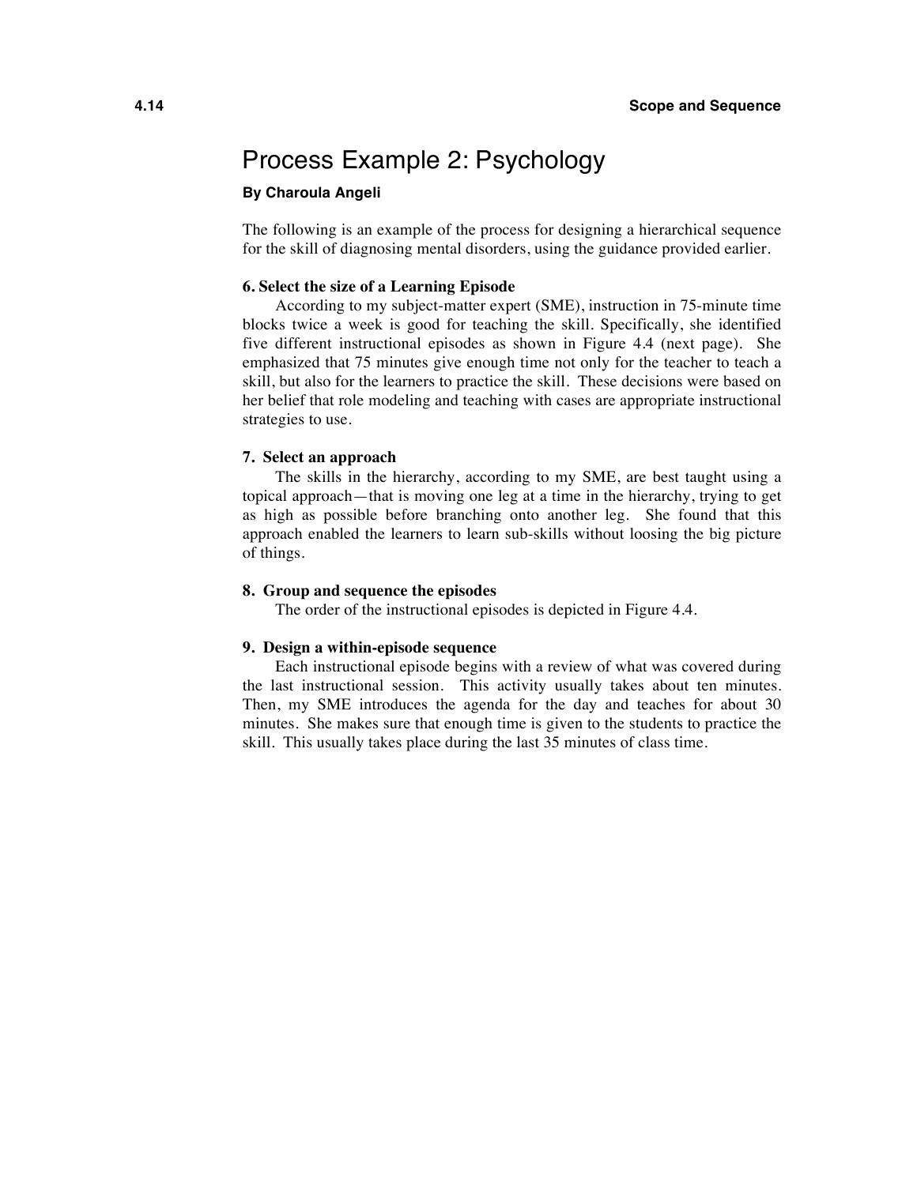# Process Example 2: Psychology

**By Charoula Angeli**

The following is an example of the process for designing a hierarchical sequence for the skill of diagnosing mental disorders, using the guidance provided earlier.

**6. Select the size of a Learning Episode**

According to my subject-matter expert (SME), instruction in 75-minute time blocks twice a week is good for teaching the skill. Specifically, she identified five different instructional episodes as shown in Figure 4.4 (next page). She emphasized that 75 minutes give enough time not only for the teacher to teach a skill, but also for the learners to practice the skill. These decisions were based on her belief that role modeling and teaching with cases are appropriate instructional strategies to use.

**7. Select an approach**

The skills in the hierarchy, according to my SME, are best taught using a topical approach—that is moving one leg at a time in the hierarchy, trying to get as high as possible before branching onto another leg. She found that this approach enabled the learners to learn sub-skills without loosing the big picture of things.

**8. Group and sequence the episodes**

The order of the instructional episodes is depicted in Figure 4.4.

**9. Design a within-episode sequence**

Each instructional episode begins with a review of what was covered during the last instructional session. This activity usually takes about ten minutes. Then, my SME introduces the agenda for the day and teaches for about 30 minutes. She makes sure that enough time is given to the students to practice the skill. This usually takes place during the last 35 minutes of class time.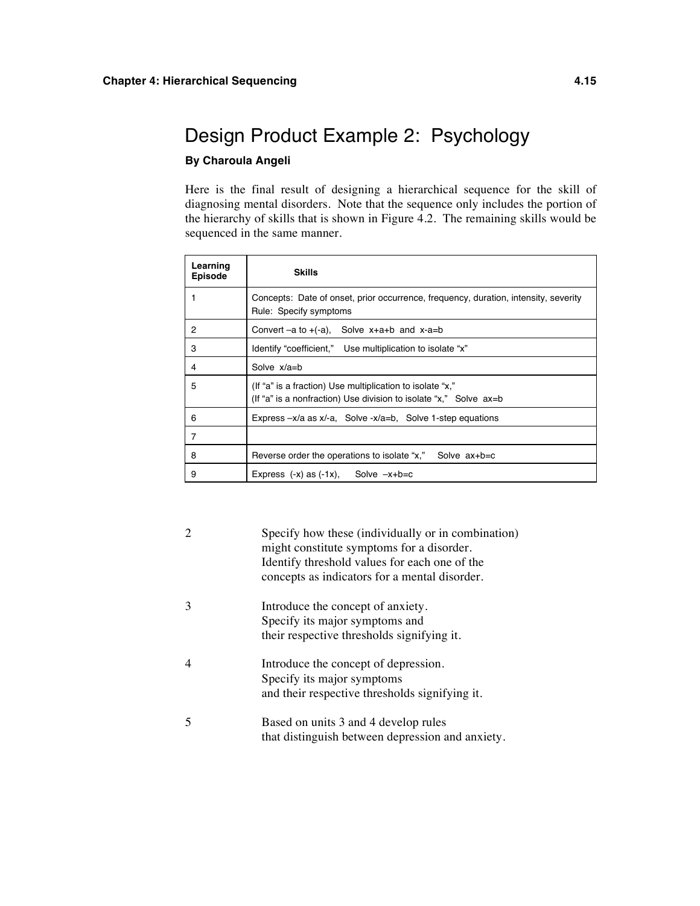# Design Product Example 2: Psychology

**By Charoula Angeli**

Here is the final result of designing a hierarchical sequence for the skill of diagnosing mental disorders. Note that the sequence only includes the portion of the hierarchy of skills that is shown in Figure 4.2. The remaining skills would be sequenced in the same manner.

| Learning Episode | Skills |
|---|---|
| 1 | Concepts: Date of onset, prior occurrence, frequency, duration, intensity, severity<br>Rule: Specify symptoms |
| 2 | Convert –a to +(-a), Solve x+a+b and x-a=b |
| 3 | Identify "coefficient," Use multiplication to isolate "x" |
| 4 | Solve x/a=b |
| 5 | (If "a" is a fraction) Use multiplication to isolate "x,"<br>(If "a" is a nonfraction) Use division to isolate "x," Solve ax=b |
| 6 | Express –x/a as x/-a, Solve -x/a=b, Solve 1-step equations |
| 7 | |
| 8 | Reverse order the operations to isolate "x," Solve ax+b=c |
| 9 | Express (-x) as (-1x), Solve –x+b=c |

| | |
|---|---|
| 2 | Specify how these (individually or in combination) might constitute symptoms for a disorder. Identify threshold values for each one of the concepts as indicators for a mental disorder. |
| 3 | Introduce the concept of anxiety. Specify its major symptoms and their respective thresholds signifying it. |
| 4 | Introduce the concept of depression. Specify its major symptoms and their respective thresholds signifying it. |
| 5 | Based on units 3 and 4 develop rules that distinguish between depression and anxiety. |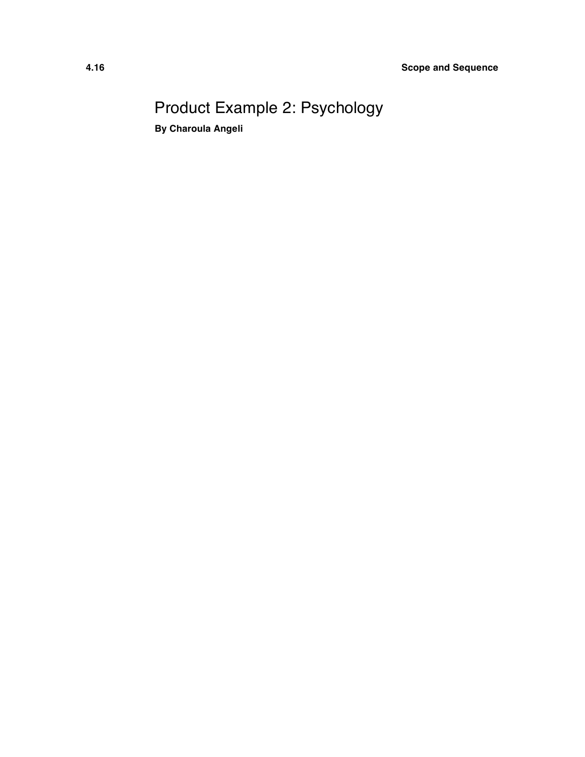# Product Example 2: Psychology

**By Charoula Angeli**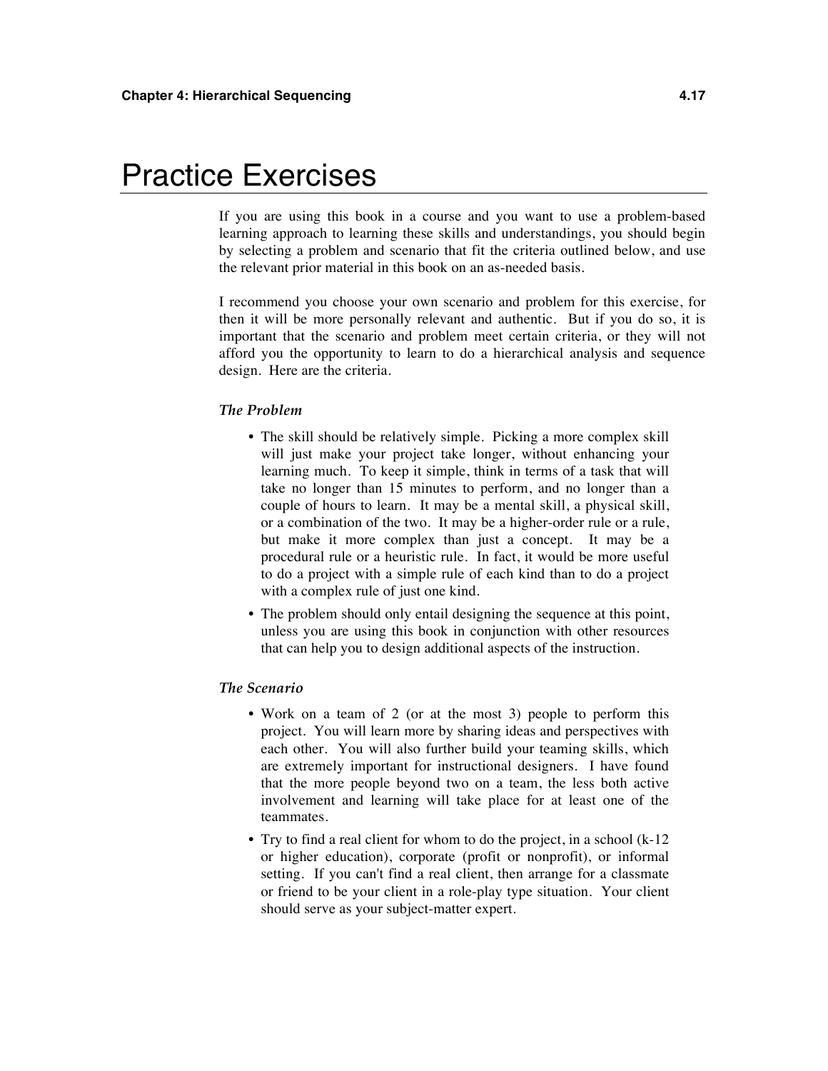# Practice Exercises

If you are using this book in a course and you want to use a problem-based learning approach to learning these skills and understandings, you should begin by selecting a problem and scenario that fit the criteria outlined below, and use the relevant prior material in this book on an as-needed basis.

I recommend you choose your own scenario and problem for this exercise, for then it will be more personally relevant and authentic. But if you do so, it is important that the scenario and problem meet certain criteria, or they will not afford you the opportunity to learn to do a hierarchical analysis and sequence design. Here are the criteria.

### *The Problem*

- The skill should be relatively simple. Picking a more complex skill will just make your project take longer, without enhancing your learning much. To keep it simple, think in terms of a task that will take no longer than 15 minutes to perform, and no longer than a couple of hours to learn. It may be a mental skill, a physical skill, or a combination of the two. It may be a higher-order rule or a rule, but make it more complex than just a concept. It may be a procedural rule or a heuristic rule. In fact, it would be more useful to do a project with a simple rule of each kind than to do a project with a complex rule of just one kind.
- The problem should only entail designing the sequence at this point, unless you are using this book in conjunction with other resources that can help you to design additional aspects of the instruction.

### *The Scenario*

- Work on a team of 2 (or at the most 3) people to perform this project. You will learn more by sharing ideas and perspectives with each other. You will also further build your teaming skills, which are extremely important for instructional designers. I have found that the more people beyond two on a team, the less both active involvement and learning will take place for at least one of the teammates.
- Try to find a real client for whom to do the project, in a school (k-12 or higher education), corporate (profit or nonprofit), or informal setting. If you can't find a real client, then arrange for a classmate or friend to be your client in a role-play type situation. Your client should serve as your subject-matter expert.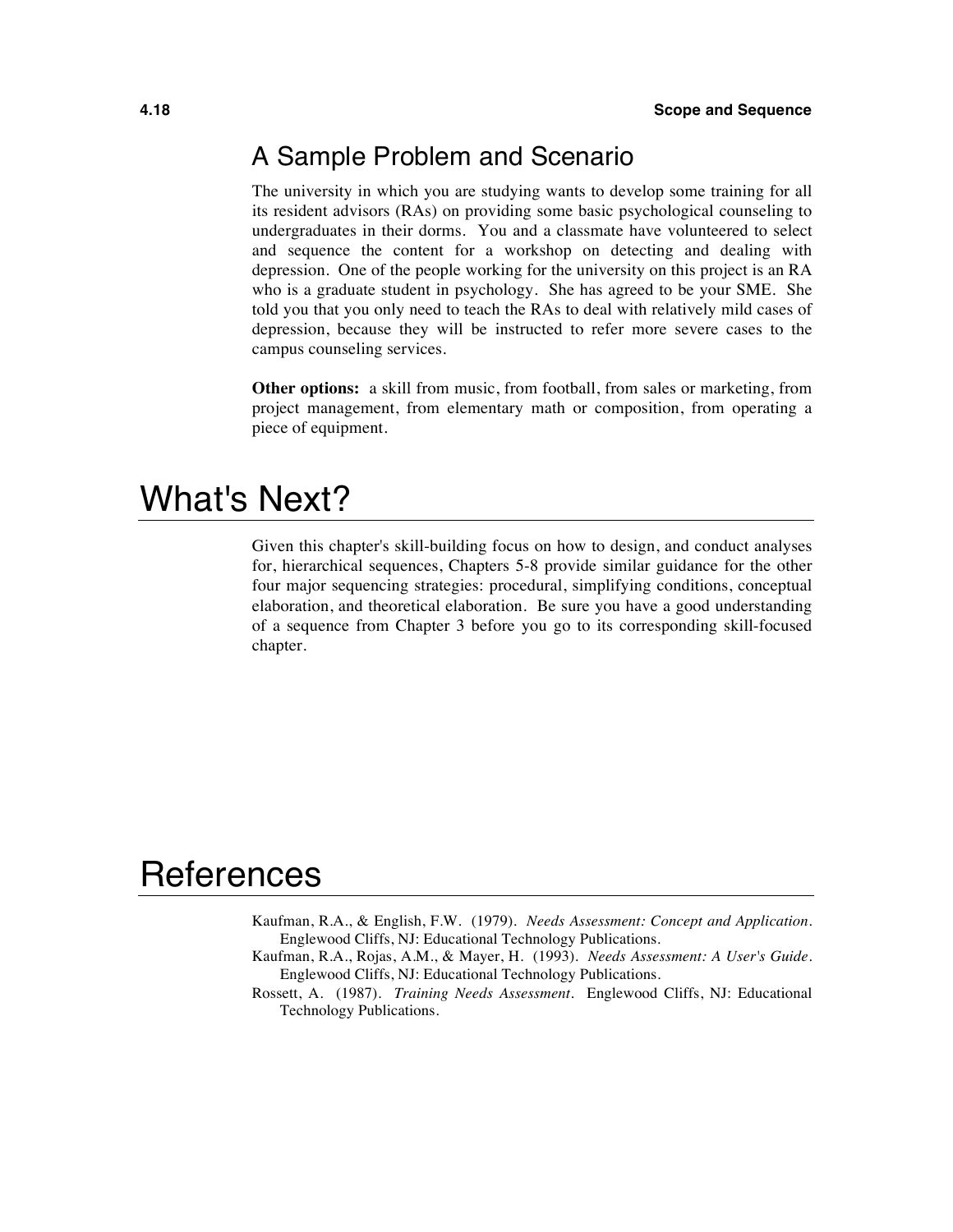## A Sample Problem and Scenario

The university in which you are studying wants to develop some training for all its resident advisors (RAs) on providing some basic psychological counseling to undergraduates in their dorms. You and a classmate have volunteered to select and sequence the content for a workshop on detecting and dealing with depression. One of the people working for the university on this project is an RA who is a graduate student in psychology. She has agreed to be your SME. She told you that you only need to teach the RAs to deal with relatively mild cases of depression, because they will be instructed to refer more severe cases to the campus counseling services.

**Other options:** a skill from music, from football, from sales or marketing, from project management, from elementary math or composition, from operating a piece of equipment.

# What's Next?

Given this chapter's skill-building focus on how to design, and conduct analyses for, hierarchical sequences, Chapters 5-8 provide similar guidance for the other four major sequencing strategies: procedural, simplifying conditions, conceptual elaboration, and theoretical elaboration. Be sure you have a good understanding of a sequence from Chapter 3 before you go to its corresponding skill-focused chapter.

# References

Kaufman, R.A., & English, F.W. (1979). *Needs Assessment: Concept and Application*. Englewood Cliffs, NJ: Educational Technology Publications.

Kaufman, R.A., Rojas, A.M., & Mayer, H. (1993). *Needs Assessment: A User's Guide*. Englewood Cliffs, NJ: Educational Technology Publications.

Rossett, A. (1987). *Training Needs Assessment*. Englewood Cliffs, NJ: Educational Technology Publications.